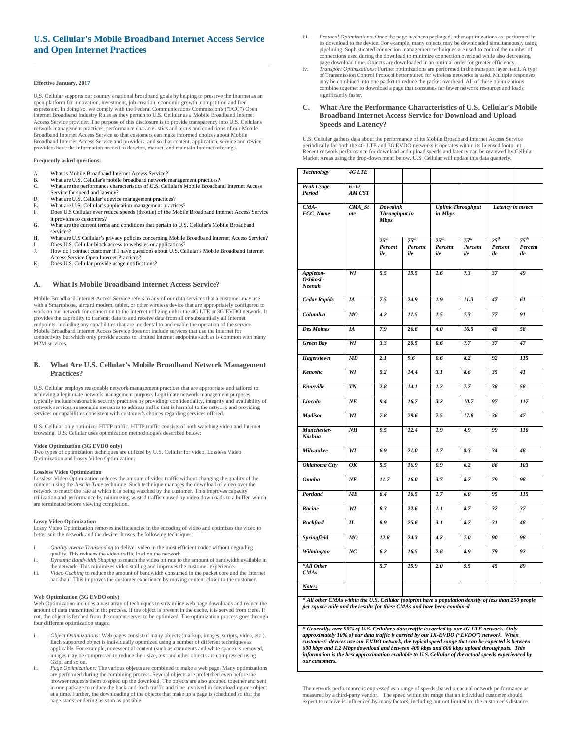# U.S. Cellular's Mobile Broadband Internet Access Service and Open Internet Practices

**Effective January, 2017**

U.S. Cellular supports our country's national broadband goals by helping to preserve the Internet as an open platform for innovation, investment, job creation, economic growth, competition and free expression. In doing so, we comply with the Federal Communications Commission's ("FCC") Open Internet Broadband Industry Rules as they pertain to U.S. Cellular as a Mobile Broadband Internet Access Service provider. The purpose of this disclosure is to provide transparency into U.S. Cellular's network management practices, performance characteristics and terms and conditions of our Mobile Broadband Internet Access Service so that customers can make informed choices about Mobile Broadband Internet Access Service and providers; and so that content, application, service and device providers have the information needed to develop, market, and maintain Internet offerings.

**Frequently asked questions:**

A. What is Mobile Broadband Internet Access Service?
B. What are U.S. Cellular's mobile broadband network management practices?
C. What are the performance characteristics of U.S. Cellular's Mobile Broadband Internet Access Service for speed and latency?
D. What are U.S. Cellular's device management practices?
E. What are U.S. Cellular's application management practices?
F. Does U.S Cellular ever reduce speeds (throttle) of the Mobile Broadband Internet Access Service it provides to customers?
G. What are the current terms and conditions that pertain to U.S. Cellular's Mobile Broadband services?
H. What are U.S Cellular's privacy policies concerning Mobile Broadband Internet Access Service?
I. Does U.S. Cellular block access to websites or applications?
J. How do I contact customer if I have questions about U.S. Cellular's Mobile Broadband Internet Access Service Open Internet Practices?
K. Does U.S. Cellular provide usage notifications?

## A. What Is Mobile Broadband Internet Access Service?

Mobile Broadband Internet Access Service refers to any of our data services that a customer may use with a Smartphone, aircard modem, tablet, or other wireless device that are appropriately configured to work on our network for connection to the Internet utilizing either the 4G LTE or 3G EVDO network. It provides the capability to transmit data to and receive data from all or substantially all Internet endpoints, including any capabilities that are incidental to and enable the operation of the service. Mobile Broadband Internet Access Service does not include services that use the Internet for connectivity but which only provide access to limited Internet endpoints such as is common with many M2M services.

## B. What Are U.S. Cellular's Mobile Broadband Network Management Practices?

U.S. Cellular employs reasonable network management practices that are appropriate and tailored to achieving a legitimate network management purpose. Legitimate network management purposes typically include reasonable security practices by providing: confidentiality, integrity and availability of network services, reasonable measures to address traffic that is harmful to the network and providing services or capabilities consistent with customer's choices regarding services offered.

U.S. Cellular only optimizes HTTP traffic. HTTP traffic consists of both watching video and Internet browsing. U.S. Cellular uses optimization methodologies described below:

**Video Optimization (3G EVDO only)**
Two types of optimization techniques are utilized by U.S. Cellular for video, Lossless Video Optimization and Lossy Video Optimization:

**Lossless Video Optimization**
Lossless Video Optimization reduces the amount of video traffic without changing the quality of the content–using the *Just-in-Time* technique. Such technique manages the download of video over the network to match the rate at which it is being watched by the customer. This improves capacity utilization and performance by minimizing wasted traffic caused by video downloads to a buffer, which are terminated before viewing completion.

**Lossy Video Optimization**
Lossy Video Optimization removes inefficiencies in the encoding of video and optimizes the video to better suit the network and the device. It uses the following techniques:

i. *Quality-Aware Transcoding* to deliver video in the most efficient codec without degrading quality. This reduces the video traffic load on the network.
ii. *Dynamic Bandwidth Shaping* to match the video bit rate to the amount of bandwidth available in the network. This minimizes video stalling and improves the customer experience.
iii. *Video Caching* to reduce the amount of bandwidth consumed in the packet core and the Internet backhaul. This improves the customer experience by moving content closer to the customer.

**Web Optimization (3G EVDO only)**
Web Optimization includes a vast array of techniques to streamline web page downloads and reduce the amount of data transmitted in the process. If the object is present in the cache, it is served from there. If not, the object is fetched from the content server to be optimized. The optimization process goes through four different optimization stages:

i. *Object Optimizations:* Web pages consist of many objects (markup, images, scripts, video, etc.). Each supported object is individually optimized using a number of different techniques as applicable. For example, nonessential content (such as comments and white space) is removed, images may be compressed to reduce their size, text and other objects are compressed using Gzip, and so on.
ii. *Page Optimizations:* The various objects are combined to make a web page. Many optimizations are performed during the combining process. Several objects are prefetched even before the browser requests them to speed up the download. The objects are also grouped together and sent in one package to reduce the back-and-forth traffic and time involved in downloading one object at a time. Further, the downloading of the objects that make up a page is scheduled so that the page starts rendering as soon as possible.
iii. *Protocol Optimizations:* Once the page has been packaged, other optimizations are performed in its download to the device. For example, many objects may be downloaded simultaneously using pipelining. Sophisticated connection management techniques are used to control the number of connections used during the download to minimize connection overload while also decreasing page download time. Objects are downloaded in an optimal order for greater efficiency.
iv. *Transport Optimizations:* Further optimizations are performed in the transport layer itself. A type of Transmission Control Protocol better suited for wireless networks is used. Multiple responses may be combined into one packet to reduce the packet overhead. All of these optimizations combine together to download a page that consumes far fewer network resources and loads significantly faster.

## C. What Are the Performance Characteristics of U.S. Cellular's Mobile Broadband Internet Access Service for Download and Upload Speeds and Latency?

U.S. Cellular gathers data about the performance of its Mobile Broadband Internet Access Service periodically for both the 4G LTE and 3G EVDO networks it operates within its licensed footprint. Recent network performance for download and upload speeds and latency can be reviewed by Cellular Market Areas using the drop-down menu below. U.S. Cellular will update this data quarterly.

| *Technology* | *4G LTE* | | | | | | |
|---|---|---|---|---|---|---|---|
| *Peak Usage Period* | *6 -12 AM CST* | | | | | | |
| *CMA-FCC_Name* | *CMA_State* | *Downlink Throughput in Mbps* | | *Uplink Throughput in Mbps* | | *Latency in msecs* | |
| | | *25th Percentile* | *75th Percentile* | *25th Percentile* | *75th Percentile* | *25th Percentile* | *75th Percentile* |
| *Appleton-Oshkosh-Neenah* | *WI* | *5.5* | *19.5* | *1.6* | *7.3* | *37* | *49* |
| *Cedar Rapids* | *IA* | *7.5* | *24.9* | *1.9* | *11.3* | *47* | *61* |
| *Columbia* | *MO* | *4.2* | *11.5* | *1.5* | *7.3* | *77* | *91* |
| *Des Moines* | *IA* | *7.9* | *26.6* | *4.0* | *16.5* | *48* | *58* |
| *Green Bay* | *WI* | *3.3* | *20.5* | *0.6* | *7.7* | *37* | *47* |
| *Hagerstown* | *MD* | *2.1* | *9.6* | *0.6* | *8.2* | *92* | *115* |
| *Kenosha* | *WI* | *5.2* | *14.4* | *3.1* | *8.6* | *35* | *41* |
| *Knoxville* | *TN* | *2.8* | *14.1* | *1.2* | *7.7* | *38* | *58* |
| *Lincoln* | *NE* | *9.4* | *16.7* | *3.2* | *10.7* | *97* | *117* |
| *Madison* | *WI* | *7.8* | *29.6* | *2.5* | *17.8* | *36* | *47* |
| *Manchester-Nashua* | *NH* | *9.5* | *12.4* | *1.9* | *4.9* | *99* | *110* |
| *Milwaukee* | *WI* | *6.9* | *21.0* | *1.7* | *9.3* | *34* | *48* |
| *Oklahoma City* | *OK* | *5.5* | *16.9* | *0.9* | *6.2* | *86* | *103* |
| *Omaha* | *NE* | *11.7* | *16.0* | *3.7* | *8.7* | *79* | *98* |
| *Portland* | *ME* | *6.4* | *16.5* | *1.7* | *6.0* | *95* | *115* |
| *Racine* | *WI* | *8.3* | *22.6* | *1.1* | *8.7* | *32* | *37* |
| *Rockford* | *IL* | *8.9* | *25.6* | *3.1* | *8.7* | *31* | *48* |
| *Springfield* | *MO* | *12.8* | *24.3* | *4.2* | *7.0* | *90* | *98* |
| *Wilmington* | *NC* | *6.2* | *16.5* | *2.8* | *8.9* | *79* | *92* |
| *\*All Other CMAs* | | *5.7* | *19.9* | *2.0* | *9.5* | *45* | *89* |
| *Notes:* | | | | | | | |

***All other CMAs within the U.S. Cellular footprint have a population density of less than 250 people per square mile and the results for these CMAs and have been combined***

***Generally, over 90% of U.S. Cellular's data traffic is carried by our 4G LTE network. Only approximately 10% of our data traffic is carried by our 1X-EVDO ("EVDO") network. When customers' devices use our EVDO network, the typical speed range that can be expected is between 600 kbps and 1.2 Mbps download and between 400 kbps and 600 kbps upload throughputs. This information is the best approximation available to U.S. Cellular of the actual speeds experienced by our customers.***

The network performance is expressed as a range of speeds, based on actual network performance as measured by a third-party vendor. The speed within the range that an individual customer should expect to receive is influenced by many factors, including but not limited to, the customer's distance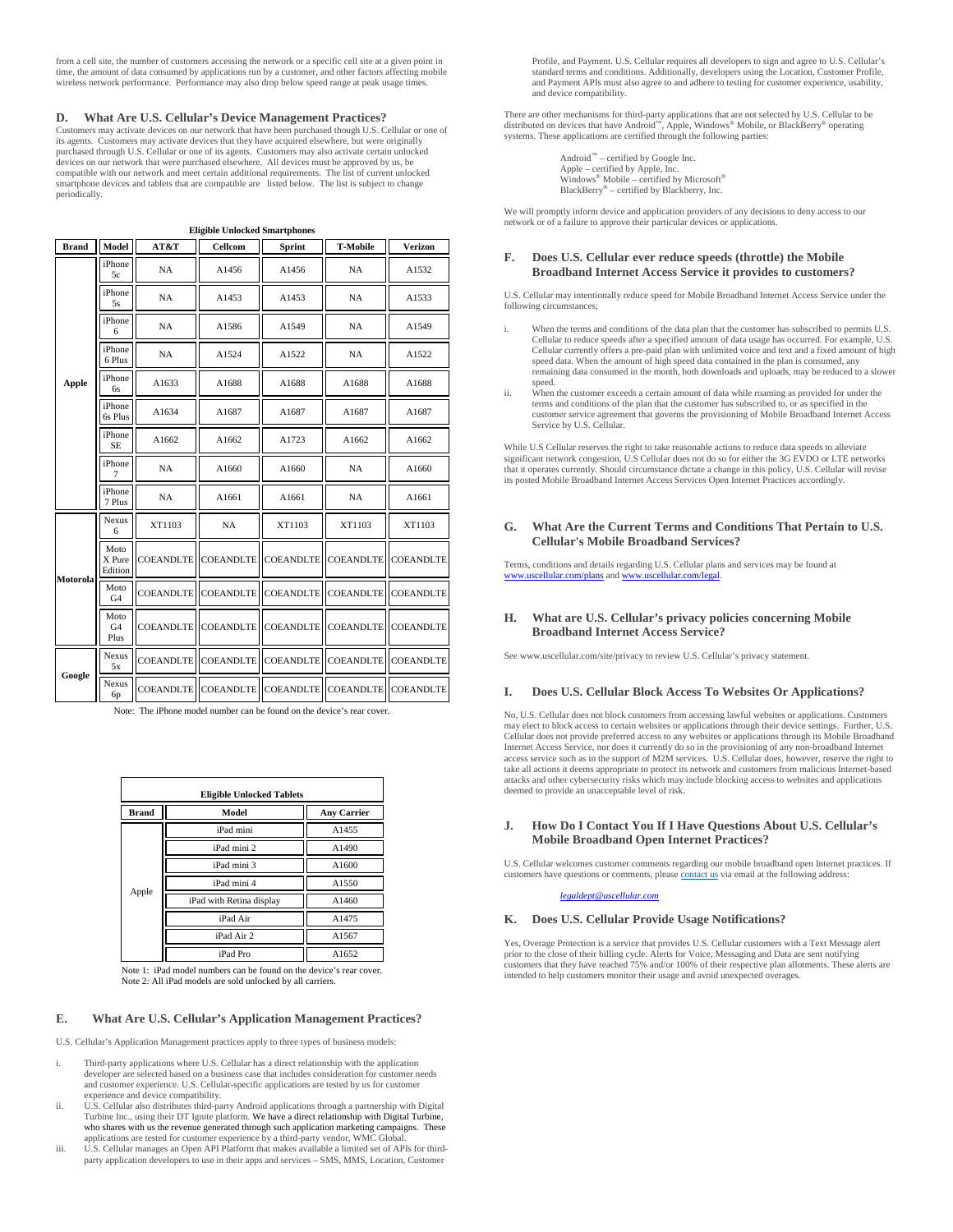from a cell site, the number of customers accessing the network or a specific cell site at a given point in time, the amount of data consumed by applications run by a customer, and other factors affecting mobile wireless network performance. Performance may also drop below speed range at peak usage times.

## D. What Are U.S. Cellular's Device Management Practices?

Customers may activate devices on our network that have been purchased though U.S. Cellular or one of its agents. Customers may activate devices that they have acquired elsewhere, but were originally purchased through U.S. Cellular or one of its agents. Customers may also activate certain unlocked devices on our network that were purchased elsewhere. All devices must be approved by us, be compatible with our network and meet certain additional requirements. The list of current unlocked smartphone devices and tablets that are compatible are listed below. The list is subject to change periodically.

**Eligible Unlocked Smartphones**

| Brand | Model | AT&T | Cellcom | Sprint | T-Mobile | Verizon |
|---|---|---|---|---|---|---|
| Apple | iPhone 5c | NA | A1456 | A1456 | NA | A1532 |
| | iPhone 5s | NA | A1453 | A1453 | NA | A1533 |
| | iPhone 6 | NA | A1586 | A1549 | NA | A1549 |
| | iPhone 6 Plus | NA | A1524 | A1522 | NA | A1522 |
| | iPhone 6s | A1633 | A1688 | A1688 | A1688 | A1688 |
| | iPhone 6s Plus | A1634 | A1687 | A1687 | A1687 | A1687 |
| | iPhone SE | A1662 | A1662 | A1723 | A1662 | A1662 |
| | iPhone 7 | NA | A1660 | A1660 | NA | A1660 |
| | iPhone 7 Plus | NA | A1661 | A1661 | NA | A1661 |
| Motorola | Nexus 6 | XT1103 | NA | XT1103 | XT1103 | XT1103 |
| | Moto X Pure Edition | COEANDLTE | COEANDLTE | COEANDLTE | COEANDLTE | COEANDLTE |
| | Moto G4 | COEANDLTE | COEANDLTE | COEANDLTE | COEANDLTE | COEANDLTE |
| | Moto G4 Plus | COEANDLTE | COEANDLTE | COEANDLTE | COEANDLTE | COEANDLTE |
| Google | Nexus 5x | COEANDLTE | COEANDLTE | COEANDLTE | COEANDLTE | COEANDLTE |
| | Nexus 6p | COEANDLTE | COEANDLTE | COEANDLTE | COEANDLTE | COEANDLTE |

Note: The iPhone model number can be found on the device's rear cover.

**Eligible Unlocked Tablets**

| Brand | Model | Any Carrier |
|---|---|---|
| Apple | iPad mini | A1455 |
| | iPad mini 2 | A1490 |
| | iPad mini 3 | A1600 |
| | iPad mini 4 | A1550 |
| | iPad with Retina display | A1460 |
| | iPad Air | A1475 |
| | iPad Air 2 | A1567 |
| | iPad Pro | A1652 |

Note 1: iPad model numbers can be found on the device's rear cover.
Note 2: All iPad models are sold unlocked by all carriers.

## E. What Are U.S. Cellular's Application Management Practices?

U.S. Cellular's Application Management practices apply to three types of business models:

i. Third-party applications where U.S. Cellular has a direct relationship with the application developer are selected based on a business case that includes consideration for customer needs and customer experience. U.S. Cellular-specific applications are tested by us for customer experience and device compatibility.

ii. U.S. Cellular also distributes third-party Android applications through a partnership with Digital Turbine Inc., using their DT Ignite platform. We have a direct relationship with Digital Turbine, who shares with us the revenue generated through such application marketing campaigns. These applications are tested for customer experience by a third-party vendor, WMC Global.

iii. U.S. Cellular manages an Open API Platform that makes available a limited set of APIs for third-party application developers to use in their apps and services – SMS, MMS, Location, Customer Profile, and Payment. U.S. Cellular requires all developers to sign and agree to U.S. Cellular's standard terms and conditions. Additionally, developers using the Location, Customer Profile, and Payment APIs must also agree to and adhere to testing for customer experience, usability, and device compatibility.

There are other mechanisms for third-party applications that are not selected by U.S. Cellular to be distributed on devices that have Android™, Apple, Windows® Mobile, or BlackBerry® operating systems. These applications are certified through the following parties:

Android™ – certified by Google Inc.
Apple – certified by Apple, Inc.
Windows® Mobile – certified by Microsoft®
BlackBerry® – certified by Blackberry, Inc.

We will promptly inform device and application providers of any decisions to deny access to our network or of a failure to approve their particular devices or applications.

## F. Does U.S. Cellular ever reduce speeds (throttle) the Mobile Broadband Internet Access Service it provides to customers?

U.S. Cellular may intentionally reduce speed for Mobile Broadband Internet Access Service under the following circumstances;

i. When the terms and conditions of the data plan that the customer has subscribed to permits U.S. Cellular to reduce speeds after a specified amount of data usage has occurred. For example, U.S. Cellular currently offers a pre-paid plan with unlimited voice and text and a fixed amount of high speed data. When the amount of high speed data contained in the plan is consumed, any remaining data consumed in the month, both downloads and uploads, may be reduced to a slower speed.

ii. When the customer exceeds a certain amount of data while roaming as provided for under the terms and conditions of the plan that the customer has subscribed to, or as specified in the customer service agreement that governs the provisioning of Mobile Broadband Internet Access Service by U.S. Cellular.

While U.S Cellular reserves the right to take reasonable actions to reduce data speeds to alleviate significant network congestion, U.S Cellular does not do so for either the 3G EVDO or LTE networks that it operates currently. Should circumstance dictate a change in this policy, U.S. Cellular will revise its posted Mobile Broadband Internet Access Services Open Internet Practices accordingly.

## G. What Are the Current Terms and Conditions That Pertain to U.S. Cellular's Mobile Broadband Services?

Terms, conditions and details regarding U.S. Cellular plans and services may be found at www.uscellular.com/plans and www.uscellular.com/legal.

## H. What are U.S. Cellular's privacy policies concerning Mobile Broadband Internet Access Service?

See www.uscellular.com/site/privacy to review U.S. Cellular's privacy statement.

## I. Does U.S. Cellular Block Access To Websites Or Applications?

No, U.S. Cellular does not block customers from accessing lawful websites or applications. Customers may elect to block access to certain websites or applications through their device settings. Further, U.S. Cellular does not provide preferred access to any websites or applications through its Mobile Broadband Internet Access Service, nor does it currently do so in the provisioning of any non-broadband Internet access service such as in the support of M2M services. U.S. Cellular does, however, reserve the right to take all actions it deems appropriate to protect its network and customers from malicious Internet-based attacks and other cybersecurity risks which may include blocking access to websites and applications deemed to provide an unacceptable level of risk.

## J. How Do I Contact You If I Have Questions About U.S. Cellular's Mobile Broadband Open Internet Practices?

U.S. Cellular welcomes customer comments regarding our mobile broadband open Internet practices. If customers have questions or comments, please contact us via email at the following address:

*legaldept@uscellular.com*

## K. Does U.S. Cellular Provide Usage Notifications?

Yes, Overage Protection is a service that provides U.S. Cellular customers with a Text Message alert prior to the close of their billing cycle. Alerts for Voice, Messaging and Data are sent notifying customers that they have reached 75% and/or 100% of their respective plan allotments. These alerts are intended to help customers monitor their usage and avoid unexpected overages.